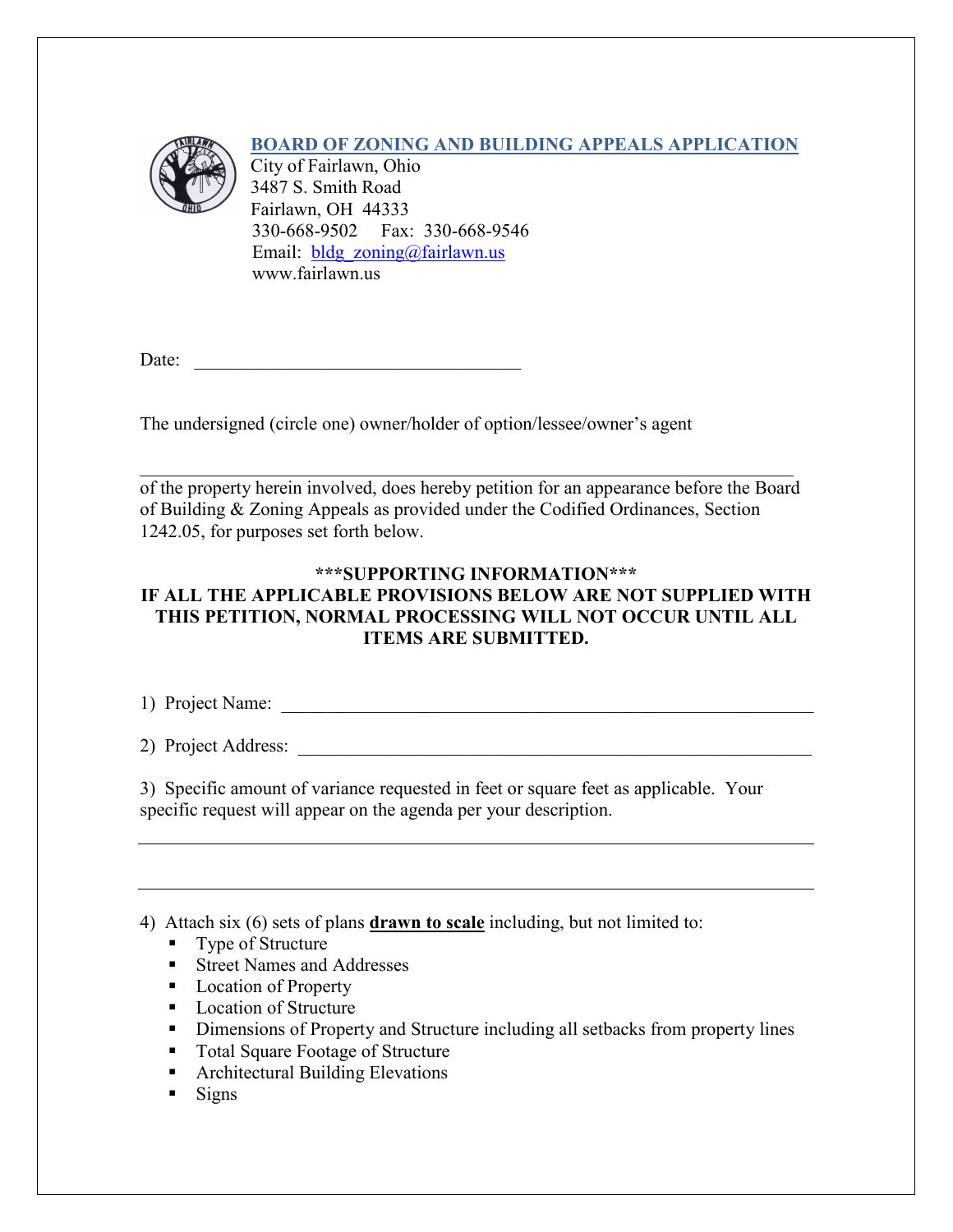## BOARD OF ZONING AND BUILDING APPEALS APPLICATION

City of Fairlawn, Ohio
3487 S. Smith Road
Fairlawn, OH 44333
330-668-9502 Fax: 330-668-9546
Email: bldg_zoning@fairlawn.us
www.fairlawn.us

Date: ___________________________________

The undersigned (circle one) owner/holder of option/lessee/owner's agent

______________________________________________________________________
of the property herein involved, does hereby petition for an appearance before the Board of Building & Zoning Appeals as provided under the Codified Ordinances, Section 1242.05, for purposes set forth below.

**\*\*\*SUPPORTING INFORMATION\*\*\***
**IF ALL THE APPLICABLE PROVISIONS BELOW ARE NOT SUPPLIED WITH THIS PETITION, NORMAL PROCESSING WILL NOT OCCUR UNTIL ALL ITEMS ARE SUBMITTED.**

1) Project Name: ___________________________________________________________

2) Project Address: _________________________________________________________

3) Specific amount of variance requested in feet or square feet as applicable. Your specific request will appear on the agenda per your description.

______________________________________________________________________

______________________________________________________________________

4) Attach six (6) sets of plans **drawn to scale** including, but not limited to:
- Type of Structure
- Street Names and Addresses
- Location of Property
- Location of Structure
- Dimensions of Property and Structure including all setbacks from property lines
- Total Square Footage of Structure
- Architectural Building Elevations
- Signs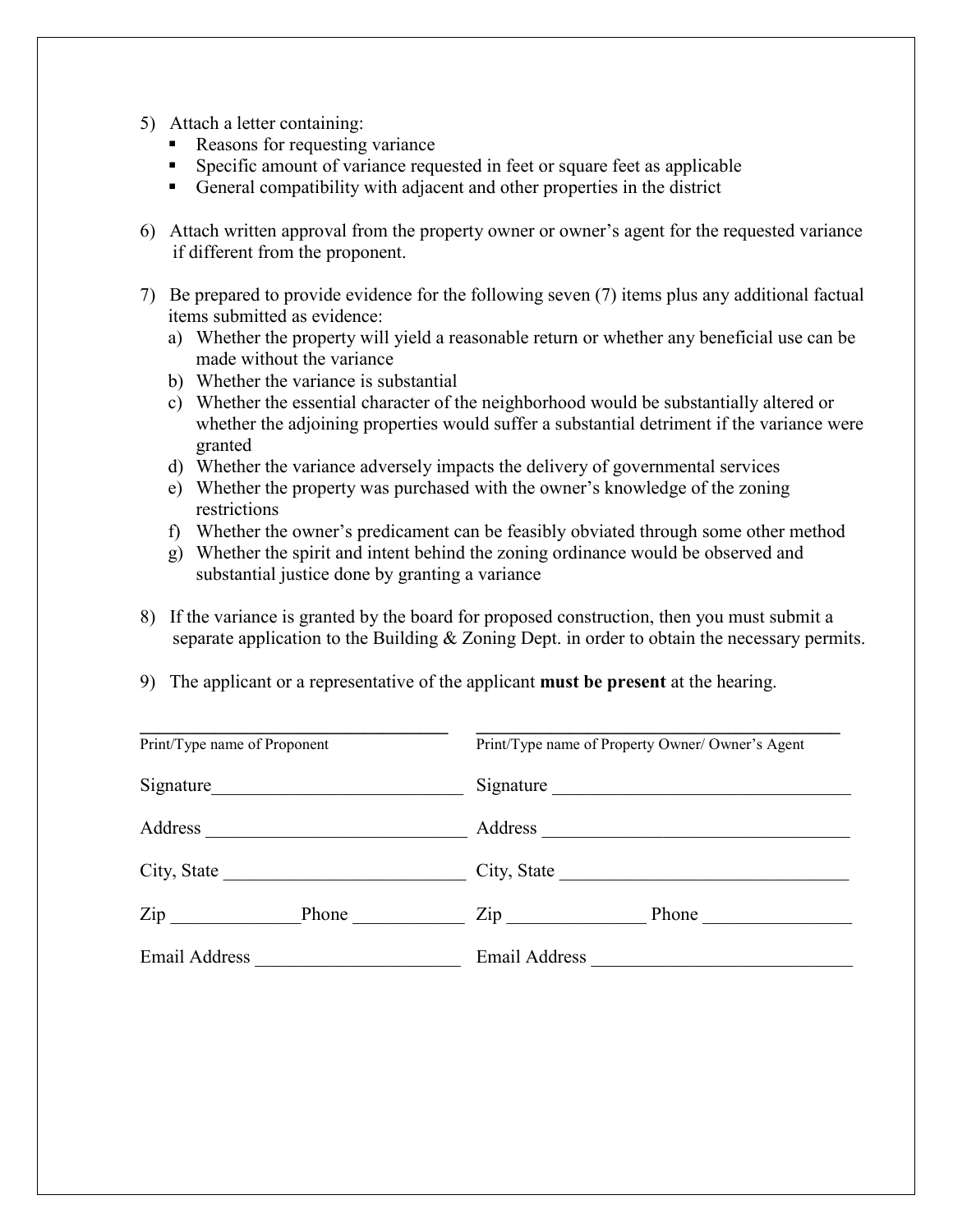5) Attach a letter containing:
   - Reasons for requesting variance
   - Specific amount of variance requested in feet or square feet as applicable
   - General compatibility with adjacent and other properties in the district

6) Attach written approval from the property owner or owner's agent for the requested variance if different from the proponent.

7) Be prepared to provide evidence for the following seven (7) items plus any additional factual items submitted as evidence:
   a) Whether the property will yield a reasonable return or whether any beneficial use can be made without the variance
   b) Whether the variance is substantial
   c) Whether the essential character of the neighborhood would be substantially altered or whether the adjoining properties would suffer a substantial detriment if the variance were granted
   d) Whether the variance adversely impacts the delivery of governmental services
   e) Whether the property was purchased with the owner's knowledge of the zoning restrictions
   f) Whether the owner's predicament can be feasibly obviated through some other method
   g) Whether the spirit and intent behind the zoning ordinance would be observed and substantial justice done by granting a variance

8) If the variance is granted by the board for proposed construction, then you must submit a separate application to the Building & Zoning Dept. in order to obtain the necessary permits.

9) The applicant or a representative of the applicant **must be present** at the hearing.

| ______________________________ | ______________________________ |
|---|---|
| Print/Type name of Proponent | Print/Type name of Property Owner/ Owner's Agent |
| Signature______________________ | Signature ______________________ |
| Address ______________________ | Address ______________________ |
| City, State ____________________ | City, State ____________________ |
| Zip ____________ Phone __________ | Zip ____________ Phone __________ |
| Email Address __________________ | Email Address __________________ |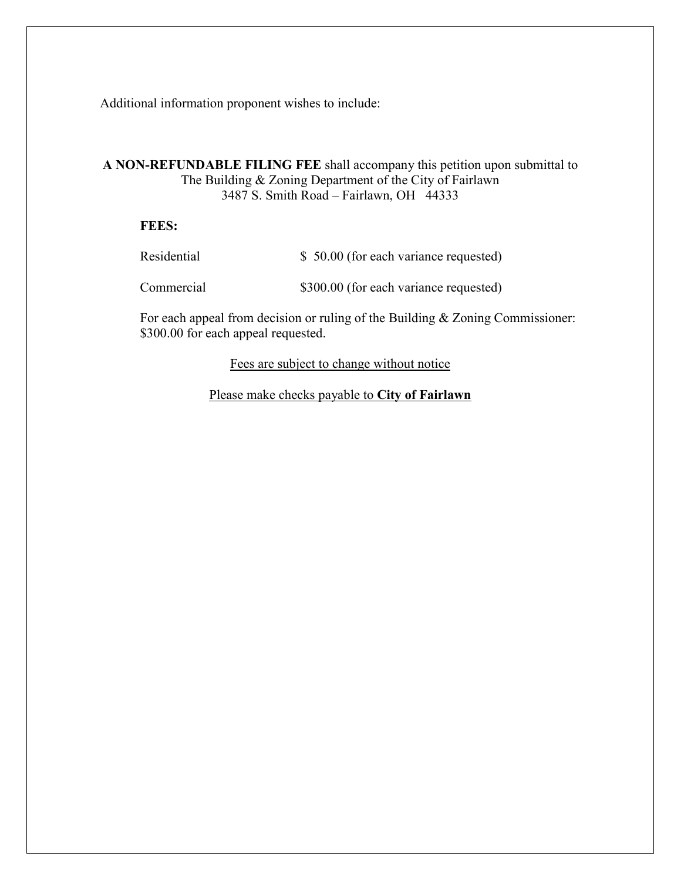Additional information proponent wishes to include:

**A NON-REFUNDABLE FILING FEE** shall accompany this petition upon submittal to The Building & Zoning Department of the City of Fairlawn
3487 S. Smith Road – Fairlawn, OH 44333

**FEES:**

| | |
|---|---|
| Residential | $ 50.00 (for each variance requested) |
| Commercial | $300.00 (for each variance requested) |

For each appeal from decision or ruling of the Building & Zoning Commissioner: $300.00 for each appeal requested.

<u>Fees are subject to change without notice</u>

<u>Please make checks payable to **City of Fairlawn**</u>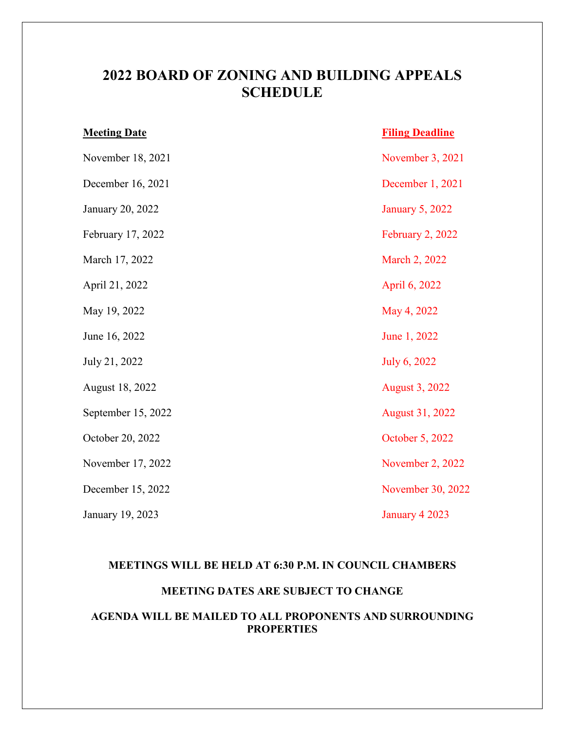# 2022 BOARD OF ZONING AND BUILDING APPEALS SCHEDULE

| **Meeting Date** | **Filing Deadline** |
|---|---|
| November 18, 2021 | November 3, 2021 |
| December 16, 2021 | December 1, 2021 |
| January 20, 2022 | January 5, 2022 |
| February 17, 2022 | February 2, 2022 |
| March 17, 2022 | March 2, 2022 |
| April 21, 2022 | April 6, 2022 |
| May 19, 2022 | May 4, 2022 |
| June 16, 2022 | June 1, 2022 |
| July 21, 2022 | July 6, 2022 |
| August 18, 2022 | August 3, 2022 |
| September 15, 2022 | August 31, 2022 |
| October 20, 2022 | October 5, 2022 |
| November 17, 2022 | November 2, 2022 |
| December 15, 2022 | November 30, 2022 |
| January 19, 2023 | January 4 2023 |

**MEETINGS WILL BE HELD AT 6:30 P.M. IN COUNCIL CHAMBERS**

**MEETING DATES ARE SUBJECT TO CHANGE**

**AGENDA WILL BE MAILED TO ALL PROPONENTS AND SURROUNDING PROPERTIES**